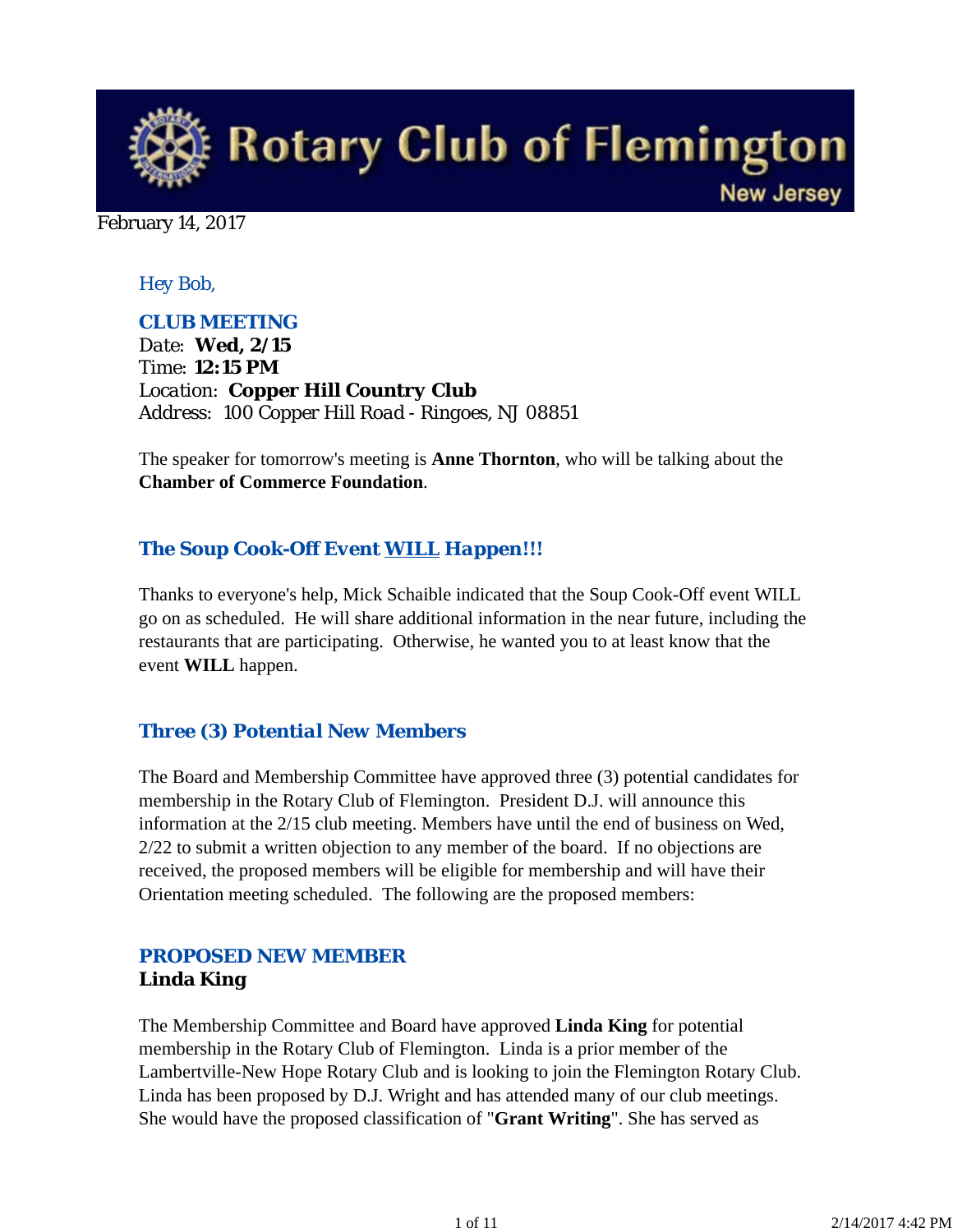# Rotary Club of Flemington

New Jersey

February 14, 2017

*Hey Bob,*

**CLUB MEETING**
Date: **Wed, 2/15**
Time: **12:15 PM**
Location: **Copper Hill Country Club**
Address: 100 Copper Hill Road - Ringoes, NJ 08851

The speaker for tomorrow's meeting is **Anne Thornton**, who will be talking about the **Chamber of Commerce Foundation**.

## *The Soup Cook-Off Event WILL Happen!!!*

Thanks to everyone's help, Mick Schaible indicated that the Soup Cook-Off event WILL go on as scheduled. He will share additional information in the near future, including the restaurants that are participating. Otherwise, he wanted you to at least know that the event **WILL** happen.

## *Three (3) Potential New Members*

The Board and Membership Committee have approved three (3) potential candidates for membership in the Rotary Club of Flemington. President D.J. will announce this information at the 2/15 club meeting. Members have until the end of business on Wed, 2/22 to submit a written objection to any member of the board. If no objections are received, the proposed members will be eligible for membership and will have their Orientation meeting scheduled. The following are the proposed members:

### PROPOSED NEW MEMBER
**Linda King**

The Membership Committee and Board have approved **Linda King** for potential membership in the Rotary Club of Flemington. Linda is a prior member of the Lambertville-New Hope Rotary Club and is looking to join the Flemington Rotary Club. Linda has been proposed by D.J. Wright and has attended many of our club meetings. She would have the proposed classification of "**Grant Writing**". She has served as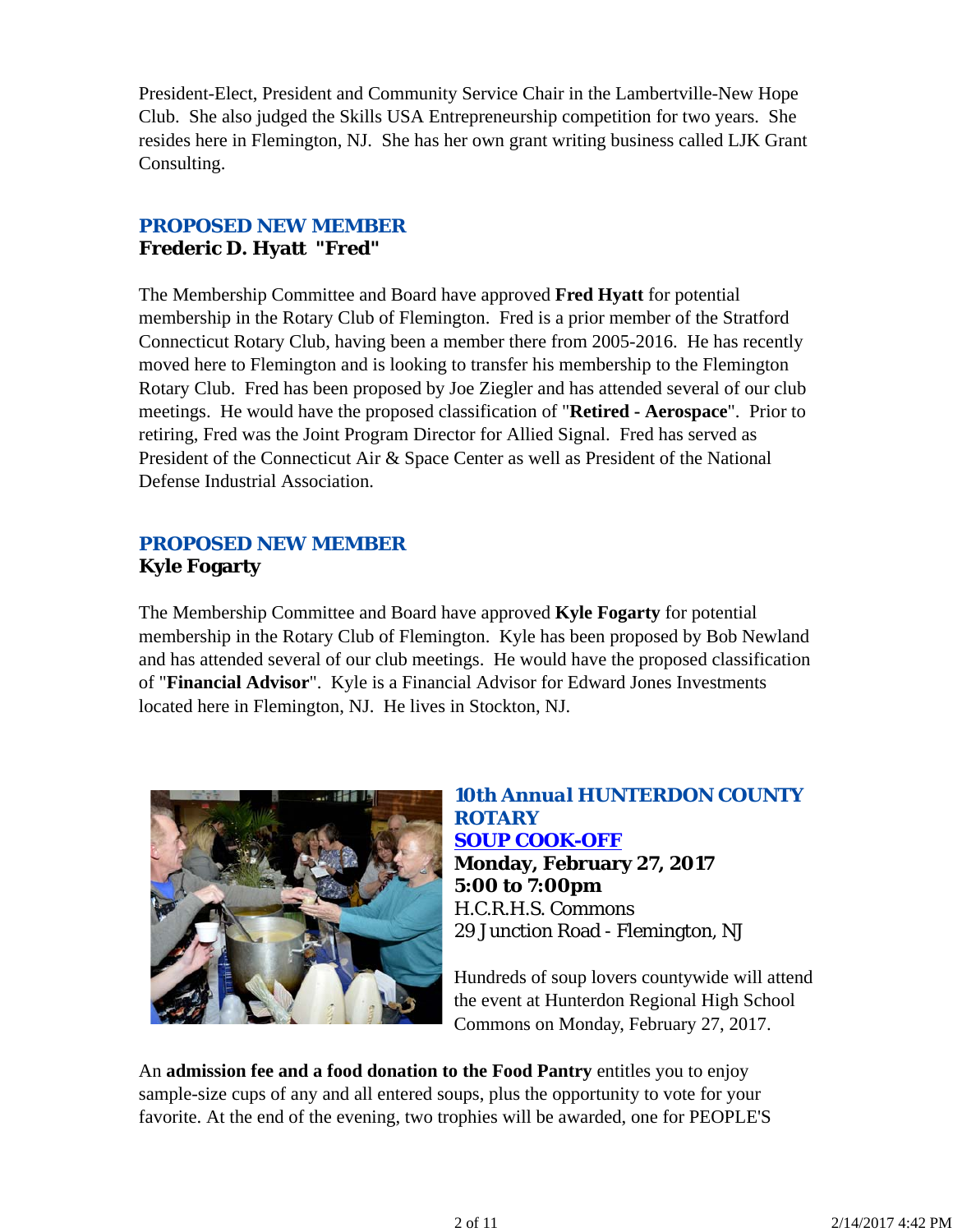President-Elect, President and Community Service Chair in the Lambertville-New Hope Club. She also judged the Skills USA Entrepreneurship competition for two years. She resides here in Flemington, NJ. She has her own grant writing business called LJK Grant Consulting.

### PROPOSED NEW MEMBER
**Frederic D. Hyatt "Fred"**

The Membership Committee and Board have approved **Fred Hyatt** for potential membership in the Rotary Club of Flemington. Fred is a prior member of the Stratford Connecticut Rotary Club, having been a member there from 2005-2016. He has recently moved here to Flemington and is looking to transfer his membership to the Flemington Rotary Club. Fred has been proposed by Joe Ziegler and has attended several of our club meetings. He would have the proposed classification of "**Retired - Aerospace**". Prior to retiring, Fred was the Joint Program Director for Allied Signal. Fred has served as President of the Connecticut Air & Space Center as well as President of the National Defense Industrial Association.

### PROPOSED NEW MEMBER
**Kyle Fogarty**

The Membership Committee and Board have approved **Kyle Fogarty** for potential membership in the Rotary Club of Flemington. Kyle has been proposed by Bob Newland and has attended several of our club meetings. He would have the proposed classification of "**Financial Advisor**". Kyle is a Financial Advisor for Edward Jones Investments located here in Flemington, NJ. He lives in Stockton, NJ.

### 10th Annual HUNTERDON COUNTY ROTARY SOUP COOK-OFF

**Monday, February 27, 2017**
**5:00 to 7:00pm**
H.C.R.H.S. Commons
29 Junction Road - Flemington, NJ

Hundreds of soup lovers countywide will attend the event at Hunterdon Regional High School Commons on Monday, February 27, 2017.

An **admission fee and a food donation to the Food Pantry** entitles you to enjoy sample-size cups of any and all entered soups, plus the opportunity to vote for your favorite. At the end of the evening, two trophies will be awarded, one for PEOPLE'S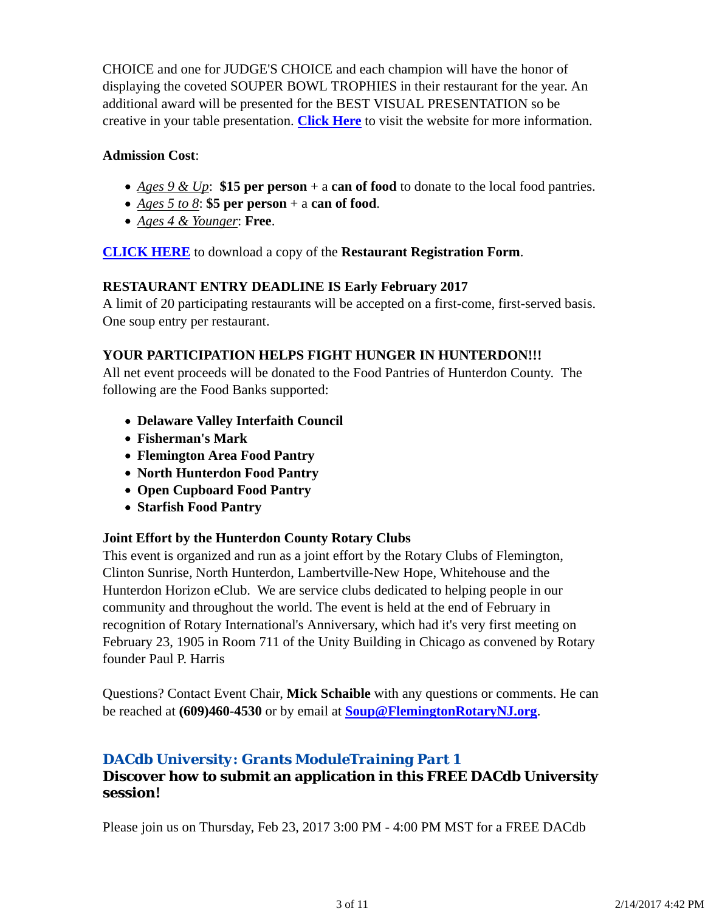CHOICE and one for JUDGE'S CHOICE and each champion will have the honor of displaying the coveted SOUPER BOWL TROPHIES in their restaurant for the year. An additional award will be presented for the BEST VISUAL PRESENTATION so be creative in your table presentation. **Click Here** to visit the website for more information.

**Admission Cost**:

- *Ages 9 & Up*: **$15 per person** + a **can of food** to donate to the local food pantries.
- *Ages 5 to 8*: **$5 per person** + a **can of food**.
- *Ages 4 & Younger*: **Free**.

**CLICK HERE** to download a copy of the **Restaurant Registration Form**.

**RESTAURANT ENTRY DEADLINE IS Early February 2017**
A limit of 20 participating restaurants will be accepted on a first-come, first-served basis. One soup entry per restaurant.

**YOUR PARTICIPATION HELPS FIGHT HUNGER IN HUNTERDON!!!**
All net event proceeds will be donated to the Food Pantries of Hunterdon County. The following are the Food Banks supported:

- **Delaware Valley Interfaith Council**
- **Fisherman's Mark**
- **Flemington Area Food Pantry**
- **North Hunterdon Food Pantry**
- **Open Cupboard Food Pantry**
- **Starfish Food Pantry**

**Joint Effort by the Hunterdon County Rotary Clubs**
This event is organized and run as a joint effort by the Rotary Clubs of Flemington, Clinton Sunrise, North Hunterdon, Lambertville-New Hope, Whitehouse and the Hunterdon Horizon eClub. We are service clubs dedicated to helping people in our community and throughout the world. The event is held at the end of February in recognition of Rotary International's Anniversary, which had it's very first meeting on February 23, 1905 in Room 711 of the Unity Building in Chicago as convened by Rotary founder Paul P. Harris

Questions? Contact Event Chair, **Mick Schaible** with any questions or comments. He can be reached at **(609)460-4530** or by email at **Soup@FlemingtonRotaryNJ.org**.

## *DACdb University: Grants ModuleTraining Part 1*

**Discover how to submit an application in this FREE DACdb University session!**

Please join us on Thursday, Feb 23, 2017 3:00 PM - 4:00 PM MST for a FREE DACdb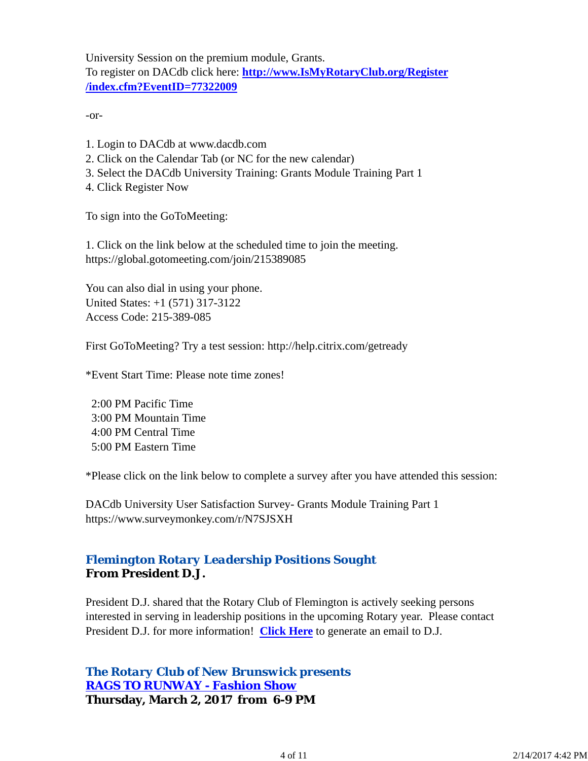University Session on the premium module, Grants.
To register on DACdb click here: **[http://www.IsMyRotaryClub.org/Register/index.cfm?EventID=77322009](http://www.IsMyRotaryClub.org/Register/index.cfm?EventID=77322009)**

-or-

1. Login to DACdb at www.dacdb.com
2. Click on the Calendar Tab (or NC for the new calendar)
3. Select the DACdb University Training: Grants Module Training Part 1
4. Click Register Now

To sign into the GoToMeeting:

1. Click on the link below at the scheduled time to join the meeting.
https://global.gotomeeting.com/join/215389085

You can also dial in using your phone.
United States: +1 (571) 317-3122
Access Code: 215-389-085

First GoToMeeting? Try a test session: http://help.citrix.com/getready

*Event Start Time: Please note time zones!

2:00 PM Pacific Time
3:00 PM Mountain Time
4:00 PM Central Time
5:00 PM Eastern Time

*Please click on the link below to complete a survey after you have attended this session:

DACdb University User Satisfaction Survey- Grants Module Training Part 1
https://www.surveymonkey.com/r/N7SJSXH

### *Flemington Rotary Leadership Positions Sought*
**From President D.J.**

President D.J. shared that the Rotary Club of Flemington is actively seeking persons interested in serving in leadership positions in the upcoming Rotary year. Please contact President D.J. for more information! **Click Here** to generate an email to D.J.

### *The Rotary Club of New Brunswick presents*
### *RAGS TO RUNWAY - Fashion Show*
**Thursday, March 2, 2017 from 6-9 PM**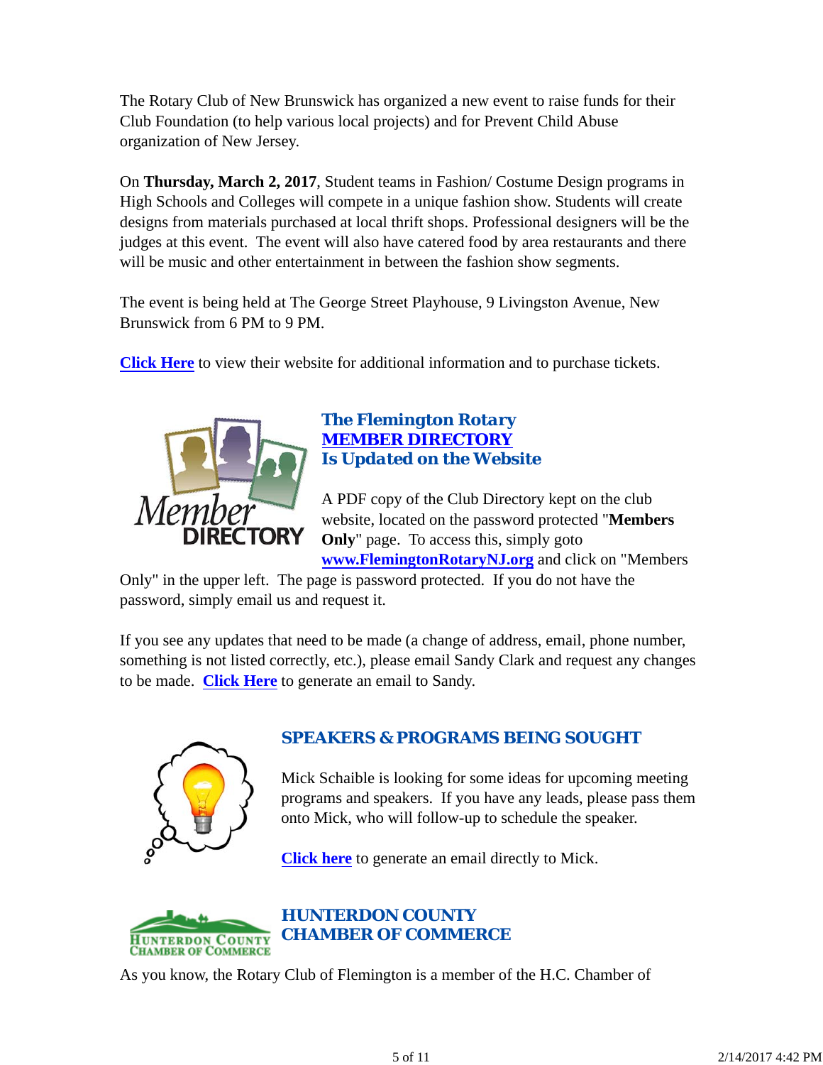The Rotary Club of New Brunswick has organized a new event to raise funds for their Club Foundation (to help various local projects) and for Prevent Child Abuse organization of New Jersey.

On **Thursday, March 2, 2017**, Student teams in Fashion/ Costume Design programs in High Schools and Colleges will compete in a unique fashion show. Students will create designs from materials purchased at local thrift shops. Professional designers will be the judges at this event. The event will also have catered food by area restaurants and there will be music and other entertainment in between the fashion show segments.

The event is being held at The George Street Playhouse, 9 Livingston Avenue, New Brunswick from 6 PM to 9 PM.

**Click Here** to view their website for additional information and to purchase tickets.

## The Flemington Rotary MEMBER DIRECTORY Is Updated on the Website

A PDF copy of the Club Directory kept on the club website, located on the password protected "**Members Only**" page. To access this, simply goto **www.FlemingtonRotaryNJ.org** and click on "Members Only" in the upper left. The page is password protected. If you do not have the password, simply email us and request it.

If you see any updates that need to be made (a change of address, email, phone number, something is not listed correctly, etc.), please email Sandy Clark and request any changes to be made. **Click Here** to generate an email to Sandy.

## SPEAKERS & PROGRAMS BEING SOUGHT

Mick Schaible is looking for some ideas for upcoming meeting programs and speakers. If you have any leads, please pass them onto Mick, who will follow-up to schedule the speaker.

**Click here** to generate an email directly to Mick.

## HUNTERDON COUNTY CHAMBER OF COMMERCE

As you know, the Rotary Club of Flemington is a member of the H.C. Chamber of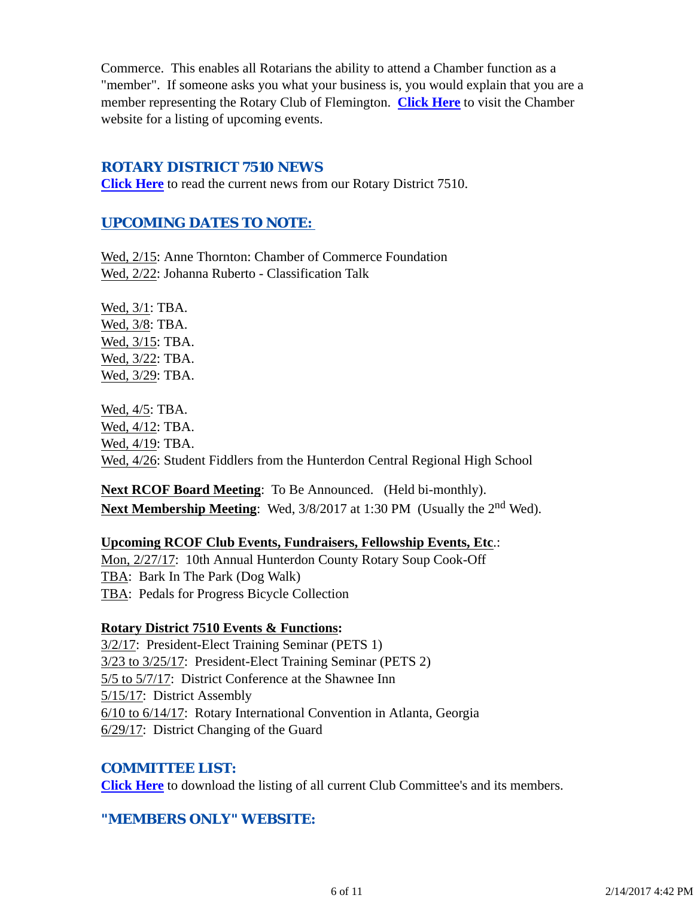Commerce. This enables all Rotarians the ability to attend a Chamber function as a "member". If someone asks you what your business is, you would explain that you are a member representing the Rotary Club of Flemington. **Click Here** to visit the Chamber website for a listing of upcoming events.

## ROTARY DISTRICT 7510 NEWS

**Click Here** to read the current news from our Rotary District 7510.

## UPCOMING DATES TO NOTE:

Wed, 2/15: Anne Thornton: Chamber of Commerce Foundation
Wed, 2/22: Johanna Ruberto - Classification Talk

Wed, 3/1: TBA.
Wed, 3/8: TBA.
Wed, 3/15: TBA.
Wed, 3/22: TBA.
Wed, 3/29: TBA.

Wed, 4/5: TBA.
Wed, 4/12: TBA.
Wed, 4/19: TBA.
Wed, 4/26: Student Fiddlers from the Hunterdon Central Regional High School

**Next RCOF Board Meeting**: To Be Announced. (Held bi-monthly).
**Next Membership Meeting**: Wed, 3/8/2017 at 1:30 PM (Usually the 2nd Wed).

**Upcoming RCOF Club Events, Fundraisers, Fellowship Events, Etc**.:
Mon, 2/27/17: 10th Annual Hunterdon County Rotary Soup Cook-Off
TBA: Bark In The Park (Dog Walk)
TBA: Pedals for Progress Bicycle Collection

**Rotary District 7510 Events & Functions:**
3/2/17: President-Elect Training Seminar (PETS 1)
3/23 to 3/25/17: President-Elect Training Seminar (PETS 2)
5/5 to 5/7/17: District Conference at the Shawnee Inn
5/15/17: District Assembly
6/10 to 6/14/17: Rotary International Convention in Atlanta, Georgia
6/29/17: District Changing of the Guard

## COMMITTEE LIST:

**Click Here** to download the listing of all current Club Committee's and its members.

## "MEMBERS ONLY" WEBSITE: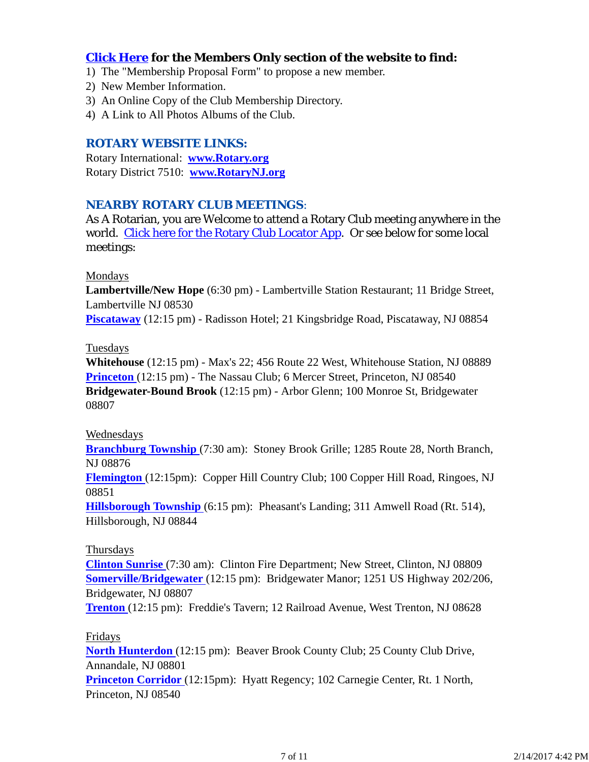**Click Here for the Members Only section of the website to find:**

1) The "Membership Proposal Form" to propose a new member.
2) New Member Information.
3) An Online Copy of the Club Membership Directory.
4) A Link to All Photos Albums of the Club.

## ROTARY WEBSITE LINKS:

Rotary International: **www.Rotary.org**
Rotary District 7510: **www.RotaryNJ.org**

## NEARBY ROTARY CLUB MEETINGS:

As A Rotarian, you are Welcome to attend a Rotary Club meeting anywhere in the world. Click here for the Rotary Club Locator App. Or see below for some local meetings:

Mondays

**Lambertville/New Hope** (6:30 pm) - Lambertville Station Restaurant; 11 Bridge Street, Lambertville NJ 08530
**Piscataway** (12:15 pm) - Radisson Hotel; 21 Kingsbridge Road, Piscataway, NJ 08854

Tuesdays

**Whitehouse** (12:15 pm) - Max's 22; 456 Route 22 West, Whitehouse Station, NJ 08889
**Princeton** (12:15 pm) - The Nassau Club; 6 Mercer Street, Princeton, NJ 08540
**Bridgewater-Bound Brook** (12:15 pm) - Arbor Glenn; 100 Monroe St, Bridgewater 08807

Wednesdays

**Branchburg Township** (7:30 am): Stoney Brook Grille; 1285 Route 28, North Branch, NJ 08876
**Flemington** (12:15pm): Copper Hill Country Club; 100 Copper Hill Road, Ringoes, NJ 08851
**Hillsborough Township** (6:15 pm): Pheasant's Landing; 311 Amwell Road (Rt. 514), Hillsborough, NJ 08844

Thursdays

**Clinton Sunrise** (7:30 am): Clinton Fire Department; New Street, Clinton, NJ 08809
**Somerville/Bridgewater** (12:15 pm): Bridgewater Manor; 1251 US Highway 202/206, Bridgewater, NJ 08807
**Trenton** (12:15 pm): Freddie's Tavern; 12 Railroad Avenue, West Trenton, NJ 08628

Fridays

**North Hunterdon** (12:15 pm): Beaver Brook County Club; 25 County Club Drive, Annandale, NJ 08801
**Princeton Corridor** (12:15pm): Hyatt Regency; 102 Carnegie Center, Rt. 1 North, Princeton, NJ 08540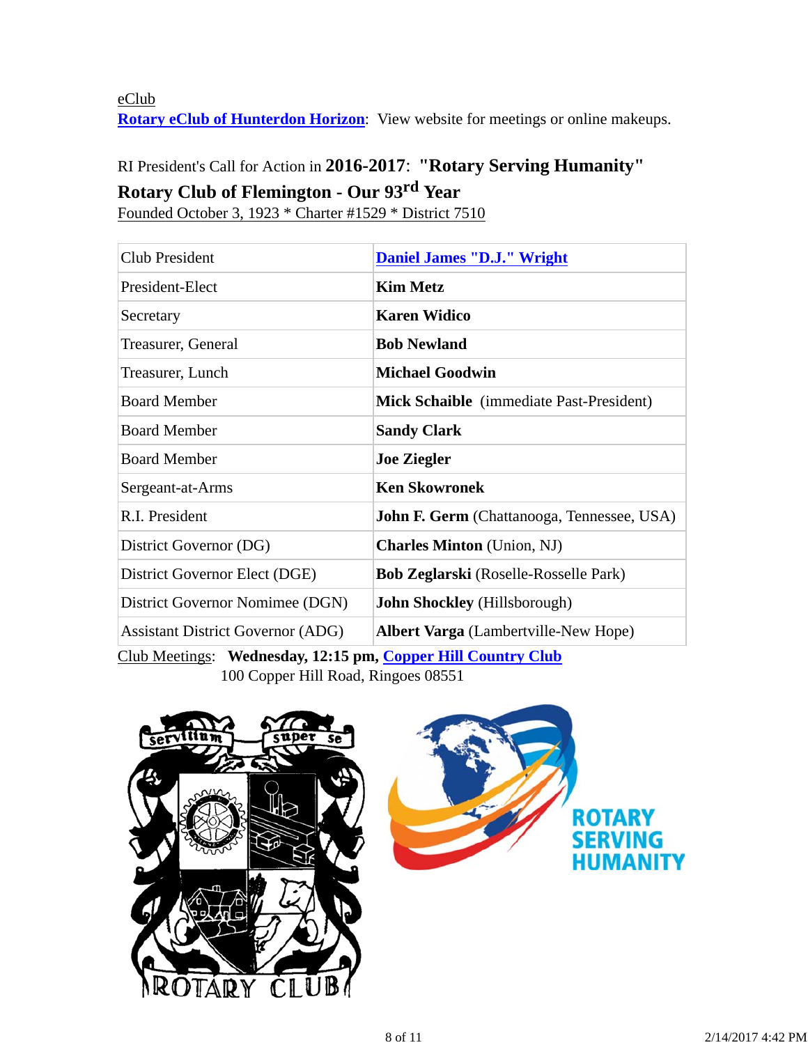eClub

**Rotary eClub of Hunterdon Horizon**: View website for meetings or online makeups.

RI President's Call for Action in **2016-2017**: **"Rotary Serving Humanity"**

**Rotary Club of Flemington - Our 93rd Year**

Founded October 3, 1923 * Charter #1529 * District 7510

| | |
|---|---|
| Club President | **Daniel James "D.J." Wright** |
| President-Elect | **Kim Metz** |
| Secretary | **Karen Widico** |
| Treasurer, General | **Bob Newland** |
| Treasurer, Lunch | **Michael Goodwin** |
| Board Member | **Mick Schaible** (immediate Past-President) |
| Board Member | **Sandy Clark** |
| Board Member | **Joe Ziegler** |
| Sergeant-at-Arms | **Ken Skowronek** |
| R.I. President | **John F. Germ** (Chattanooga, Tennessee, USA) |
| District Governor (DG) | **Charles Minton** (Union, NJ) |
| District Governor Elect (DGE) | **Bob Zeglarski** (Roselle-Rosselle Park) |
| District Governor Nomimee (DGN) | **John Shockley** (Hillsborough) |
| Assistant District Governor (ADG) | **Albert Varga** (Lambertville-New Hope) |

Club Meetings: **Wednesday, 12:15 pm, Copper Hill Country Club**
100 Copper Hill Road, Ringoes 08551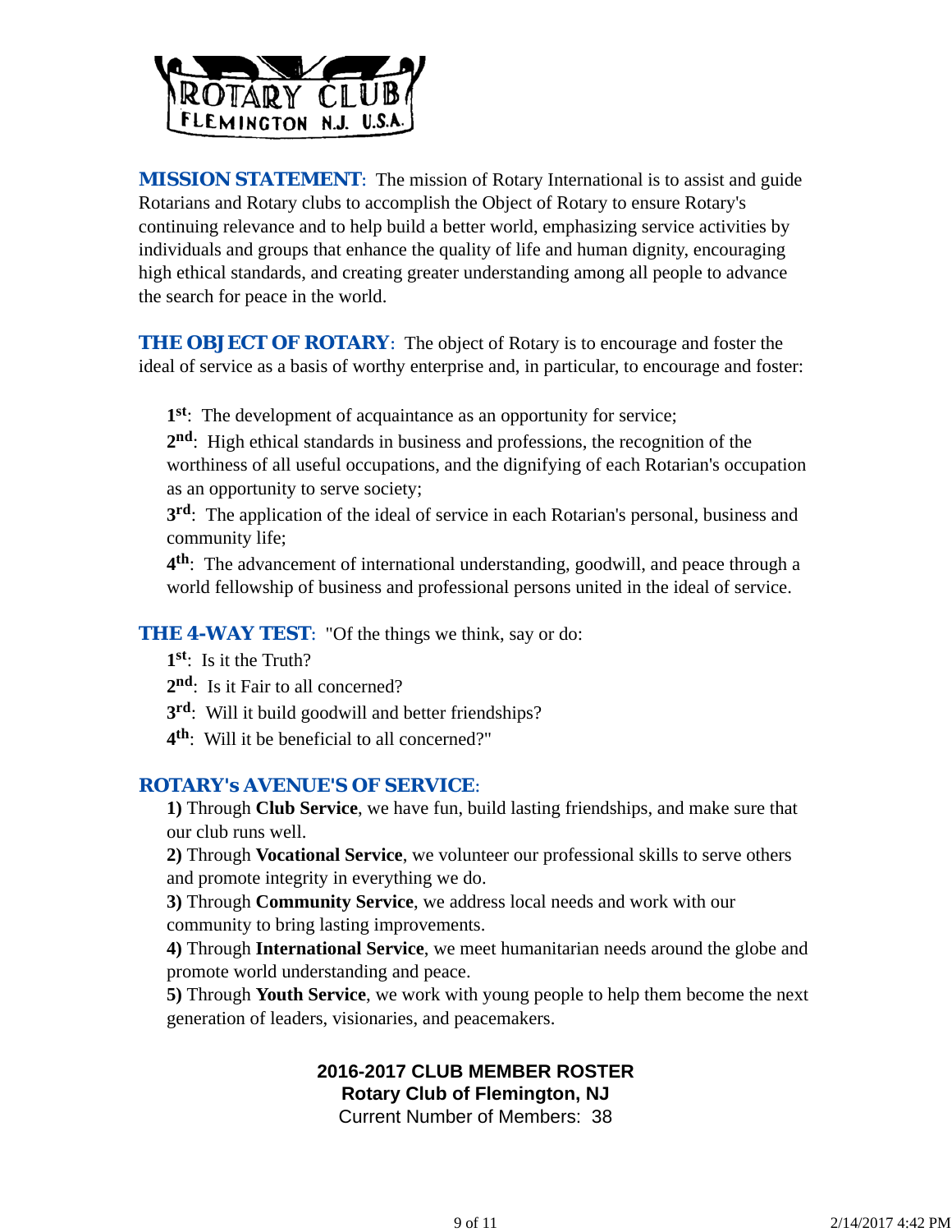ROTARY CLUB
FLEMINGTON N.J. U.S.A.

**MISSION STATEMENT**: The mission of Rotary International is to assist and guide Rotarians and Rotary clubs to accomplish the Object of Rotary to ensure Rotary's continuing relevance and to help build a better world, emphasizing service activities by individuals and groups that enhance the quality of life and human dignity, encouraging high ethical standards, and creating greater understanding among all people to advance the search for peace in the world.

**THE OBJECT OF ROTARY**: The object of Rotary is to encourage and foster the ideal of service as a basis of worthy enterprise and, in particular, to encourage and foster:

**1st**: The development of acquaintance as an opportunity for service;
**2nd**: High ethical standards in business and professions, the recognition of the worthiness of all useful occupations, and the dignifying of each Rotarian's occupation as an opportunity to serve society;
**3rd**: The application of the ideal of service in each Rotarian's personal, business and community life;
**4th**: The advancement of international understanding, goodwill, and peace through a world fellowship of business and professional persons united in the ideal of service.

**THE 4-WAY TEST**: "Of the things we think, say or do:
**1st**: Is it the Truth?
**2nd**: Is it Fair to all concerned?
**3rd**: Will it build goodwill and better friendships?
**4th**: Will it be beneficial to all concerned?"

**ROTARY's AVENUE'S OF SERVICE**:
**1)** Through **Club Service**, we have fun, build lasting friendships, and make sure that our club runs well.
**2)** Through **Vocational Service**, we volunteer our professional skills to serve others and promote integrity in everything we do.
**3)** Through **Community Service**, we address local needs and work with our community to bring lasting improvements.
**4)** Through **International Service**, we meet humanitarian needs around the globe and promote world understanding and peace.
**5)** Through **Youth Service**, we work with young people to help them become the next generation of leaders, visionaries, and peacemakers.

**2016-2017 CLUB MEMBER ROSTER**
**Rotary Club of Flemington, NJ**
Current Number of Members: 38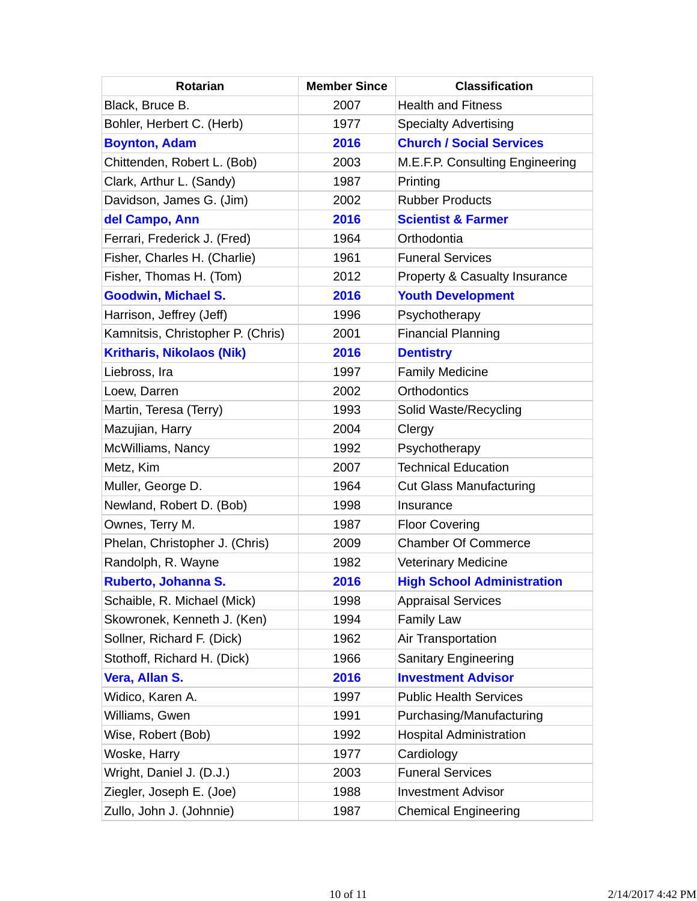| Rotarian | Member Since | Classification |
| --- | --- | --- |
| Black, Bruce B. | 2007 | Health and Fitness |
| Bohler, Herbert C. (Herb) | 1977 | Specialty Advertising |
| **Boynton, Adam** | **2016** | **Church / Social Services** |
| Chittenden, Robert L. (Bob) | 2003 | M.E.F.P. Consulting Engineering |
| Clark, Arthur L. (Sandy) | 1987 | Printing |
| Davidson, James G. (Jim) | 2002 | Rubber Products |
| **del Campo, Ann** | **2016** | **Scientist & Farmer** |
| Ferrari, Frederick J. (Fred) | 1964 | Orthodontia |
| Fisher, Charles H. (Charlie) | 1961 | Funeral Services |
| Fisher, Thomas H. (Tom) | 2012 | Property & Casualty Insurance |
| **Goodwin, Michael S.** | **2016** | **Youth Development** |
| Harrison, Jeffrey (Jeff) | 1996 | Psychotherapy |
| Kamnitsis, Christopher P. (Chris) | 2001 | Financial Planning |
| **Kritharis, Nikolaos (Nik)** | **2016** | **Dentistry** |
| Liebross, Ira | 1997 | Family Medicine |
| Loew, Darren | 2002 | Orthodontics |
| Martin, Teresa (Terry) | 1993 | Solid Waste/Recycling |
| Mazujian, Harry | 2004 | Clergy |
| McWilliams, Nancy | 1992 | Psychotherapy |
| Metz, Kim | 2007 | Technical Education |
| Muller, George D. | 1964 | Cut Glass Manufacturing |
| Newland, Robert D. (Bob) | 1998 | Insurance |
| Ownes, Terry M. | 1987 | Floor Covering |
| Phelan, Christopher J. (Chris) | 2009 | Chamber Of Commerce |
| Randolph, R. Wayne | 1982 | Veterinary Medicine |
| **Ruberto, Johanna S.** | **2016** | **High School Administration** |
| Schaible, R. Michael (Mick) | 1998 | Appraisal Services |
| Skowronek, Kenneth J. (Ken) | 1994 | Family Law |
| Sollner, Richard F. (Dick) | 1962 | Air Transportation |
| Stothoff, Richard H. (Dick) | 1966 | Sanitary Engineering |
| **Vera, Allan S.** | **2016** | **Investment Advisor** |
| Widico, Karen A. | 1997 | Public Health Services |
| Williams, Gwen | 1991 | Purchasing/Manufacturing |
| Wise, Robert (Bob) | 1992 | Hospital Administration |
| Woske, Harry | 1977 | Cardiology |
| Wright, Daniel J. (D.J.) | 2003 | Funeral Services |
| Ziegler, Joseph E. (Joe) | 1988 | Investment Advisor |
| Zullo, John J. (Johnnie) | 1987 | Chemical Engineering |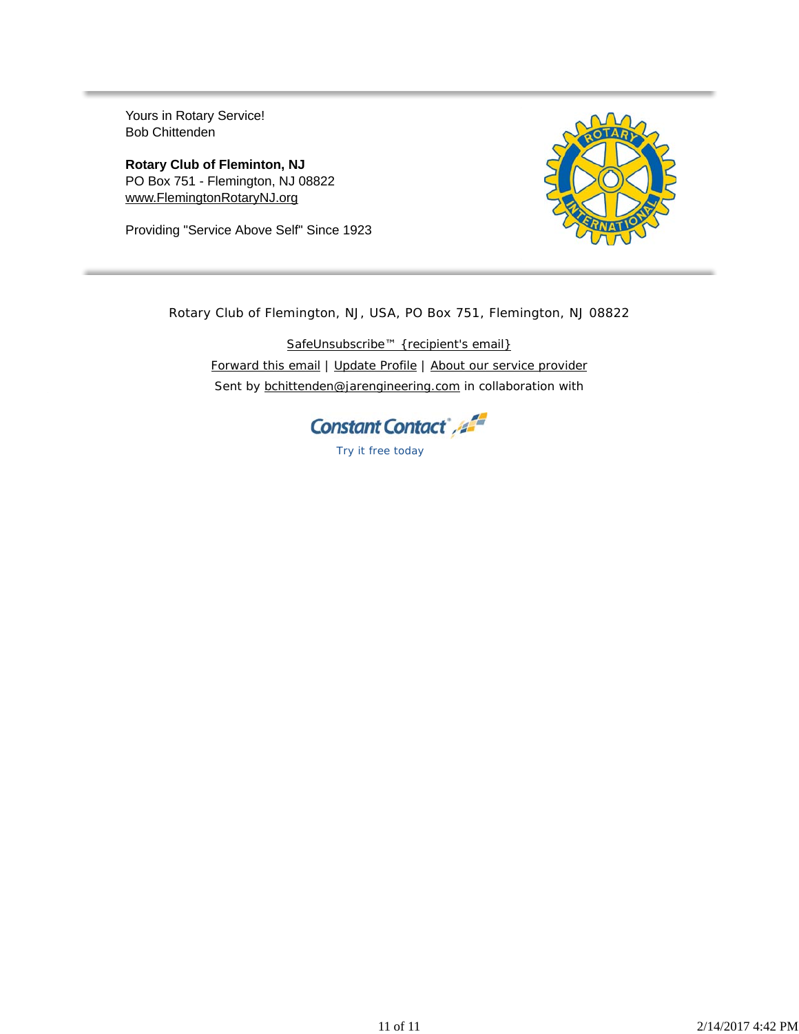Yours in Rotary Service!
Bob Chittenden

**Rotary Club of Fleminton, NJ**
PO Box 751 - Flemington, NJ 08822
www.FlemingtonRotaryNJ.org

Providing "Service Above Self" Since 1923

Rotary Club of Flemington, NJ, USA, PO Box 751, Flemington, NJ 08822

SafeUnsubscribe™ {recipient's email}

Forward this email | Update Profile | About our service provider

Sent by bchittenden@jarengineering.com in collaboration with

Constant Contact

Try it free today